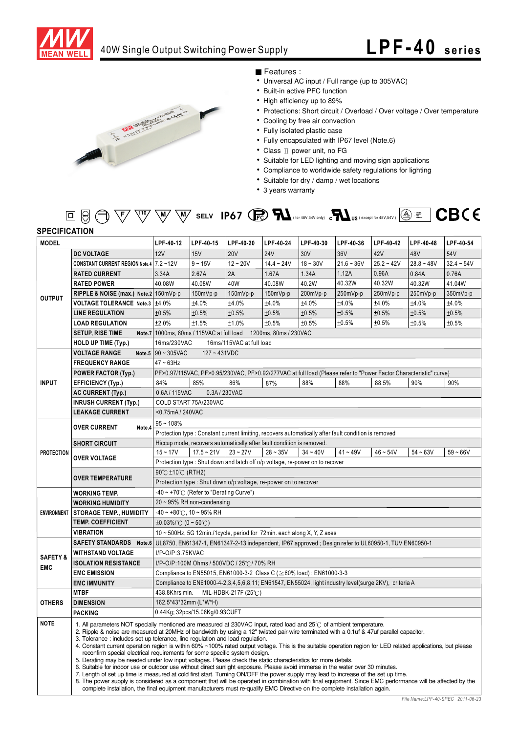# 40W Single Output Switching Power Supply

# LPF-40 series

## Features :

- Universal AC input / Full range (up to 305VAC)
- Built-in active PFC function
- High efficiency up to 89%
- Protections: Short circuit / Overload / Over voltage / Over temperature
- Cooling by free air convection
- Fully isolated plastic case
- Fully encapsulated with IP67 level (Note.6)
- Class II power unit, no FG
- Suitable for LED lighting and moving sign applications
- Compliance to worldwide safety regulations for lighting
- Suitable for dry / damp / wet locations
- 3 years warranty

SELV IP67 (for 48V,54V only) (except for 48V,54V) CB CE

## SPECIFICATION

| MODEL | | LPF-40-12 | LPF-40-15 | LPF-40-20 | LPF-40-24 | LPF-40-30 | LPF-40-36 | LPF-40-42 | LPF-40-48 | LPF-40-54 |
|---|---|---|---|---|---|---|---|---|---|---|
| OUTPUT | DC VOLTAGE | 12V | 15V | 20V | 24V | 30V | 36V | 42V | 48V | 54V |
| | CONSTANT CURRENT REGION Note.4 | 7.2 ~12V | 9 ~ 15V | 12 ~ 20V | 14.4 ~ 24V | 18 ~ 30V | 21.6 ~ 36V | 25.2 ~ 42V | 28.8 ~ 48V | 32.4 ~ 54V |
| | RATED CURRENT | 3.34A | 2.67A | 2A | 1.67A | 1.34A | 1.12A | 0.96A | 0.84A | 0.76A |
| | RATED POWER | 40.08W | 40.08W | 40W | 40.08W | 40.2W | 40.32W | 40.32W | 40.32W | 41.04W |
| | RIPPLE & NOISE (max.) Note.2 | 150mVp-p | 150mVp-p | 150mVp-p | 150mVp-p | 200mVp-p | 250mVp-p | 250mVp-p | 250mVp-p | 350mVp-p |
| | VOLTAGE TOLERANCE Note.3 | ±4.0% | ±4.0% | ±4.0% | ±4.0% | ±4.0% | ±4.0% | ±4.0% | ±4.0% | ±4.0% |
| | LINE REGULATION | ±0.5% | ±0.5% | ±0.5% | ±0.5% | ±0.5% | ±0.5% | ±0.5% | ±0.5% | ±0.5% |
| | LOAD REGULATION | ±2.0% | ±1.5% | ±1.0% | ±0.5% | ±0.5% | ±0.5% | ±0.5% | ±0.5% | ±0.5% |
| | SETUP, RISE TIME Note.7 | 1000ms, 80ms / 115VAC at full load    1200ms, 80ms / 230VAC | | | | | | | | |
| | HOLD UP TIME (Typ.) | 16ms/230VAC    16ms/115VAC at full load | | | | | | | | |
| INPUT | VOLTAGE RANGE Note.5 | 90 ~ 305VAC    127 ~ 431VDC | | | | | | | | |
| | FREQUENCY RANGE | 47 ~ 63Hz | | | | | | | | |
| | POWER FACTOR (Typ.) | PF>0.97/115VAC, PF>0.95/230VAC, PF>0.92/277VAC at full load (Please refer to "Power Factor Characteristic" curve) | | | | | | | | |
| | EFFICIENCY (Typ.) | 84% | 85% | 86% | 87% | 88% | 88% | 88.5% | 90% | 90% |
| | AC CURRENT (Typ.) | 0.6A / 115VAC    0.3A / 230VAC | | | | | | | | |
| | INRUSH CURRENT (Typ.) | COLD START 75A/230VAC | | | | | | | | |
| | LEAKAGE CURRENT | <0.75mA / 240VAC | | | | | | | | |
| PROTECTION | OVER CURRENT Note.4 | 95 ~ 108% | | | | | | | | |
| | | Protection type : Constant current limiting, recovers automatically after fault condition is removed | | | | | | | | |
| | SHORT CIRCUIT | Hiccup mode, recovers automatically after fault condition is removed. | | | | | | | | |
| | OVER VOLTAGE | 15 ~ 17V | 17.5 ~ 21V | 23 ~ 27V | 28 ~ 35V | 34 ~ 40V | 41 ~ 49V | 46 ~ 54V | 54 ~ 63V | 59 ~ 66V |
| | | Protection type : Shut down and latch off o/p voltage, re-power on to recover | | | | | | | | |
| | OVER TEMPERATURE | 90℃ ±10℃ (RTH2) | | | | | | | | |
| | | Protection type : Shut down o/p voltage, re-power on to recover | | | | | | | | |
| ENVIRONMENT | WORKING TEMP. | -40 ~ +70℃ (Refer to "Derating Curve") | | | | | | | | |
| | WORKING HUMIDITY | 20 ~ 95% RH non-condensing | | | | | | | | |
| | STORAGE TEMP., HUMIDITY | -40 ~ +80℃, 10 ~ 95% RH | | | | | | | | |
| | TEMP. COEFFICIENT | ±0.03%/℃ (0 ~ 50℃) | | | | | | | | |
| | VIBRATION | 10 ~ 500Hz, 5G 12min./1cycle, period for 72min. each along X, Y, Z axes | | | | | | | | |
| SAFETY & EMC | SAFETY STANDARDS Note.6 | UL8750, EN61347-1, EN61347-2-13 independent, IP67 approved ; Design refer to UL60950-1, TUV EN60950-1 | | | | | | | | |
| | WITHSTAND VOLTAGE | I/P-O/P:3.75KVAC | | | | | | | | |
| | ISOLATION RESISTANCE | I/P-O/P:100M Ohms / 500VDC / 25℃/ 70% RH | | | | | | | | |
| | EMC EMISSION | Compliance to EN55015, EN61000-3-2 Class C (≧60% load) ; EN61000-3-3 | | | | | | | | |
| | EMC IMMUNITY | Compliance to EN61000-4-2,3,4,5,6,8,11; EN61547, EN55024, light industry level(surge 2KV), criteria A | | | | | | | | |
| OTHERS | MTBF | 438.8Khrs min.    MIL-HDBK-217F (25℃) | | | | | | | | |
| | DIMENSION | 162.5*43*32mm (L*W*H) | | | | | | | | |
| | PACKING | 0.44Kg; 32pcs/15.08Kg/0.93CUFT | | | | | | | | |

**NOTE**

1. All parameters NOT specially mentioned are measured at 230VAC input, rated load and 25℃ of ambient temperature.
2. Ripple & noise are measured at 20MHz of bandwidth by using a 12" twisted pair-wire terminated with a 0.1uf & 47uf parallel capacitor.
3. Tolerance : includes set up tolerance, line regulation and load regulation.
4. Constant current operation region is within 60% ~100% rated output voltage. This is the suitable operation region for LED related applications, but please reconfirm special electrical requirements for some specific system design.
5. Derating may be needed under low input voltages. Please check the static characteristics for more details.
6. Suitable for indoor use or outdoor use without direct sunlight exposure. Please avoid immerse in the water over 30 minutes.
7. Length of set up time is measured at cold first start. Turning ON/OFF the power supply may lead to increase of the set up time.
8. The power supply is considered as a component that will be operated in combination with final equipment. Since EMC performance will be affected by the complete installation, the final equipment manufacturers must re-qualify EMC Directive on the complete installation again.

*File Name:LPF-40-SPEC 2011-06-23*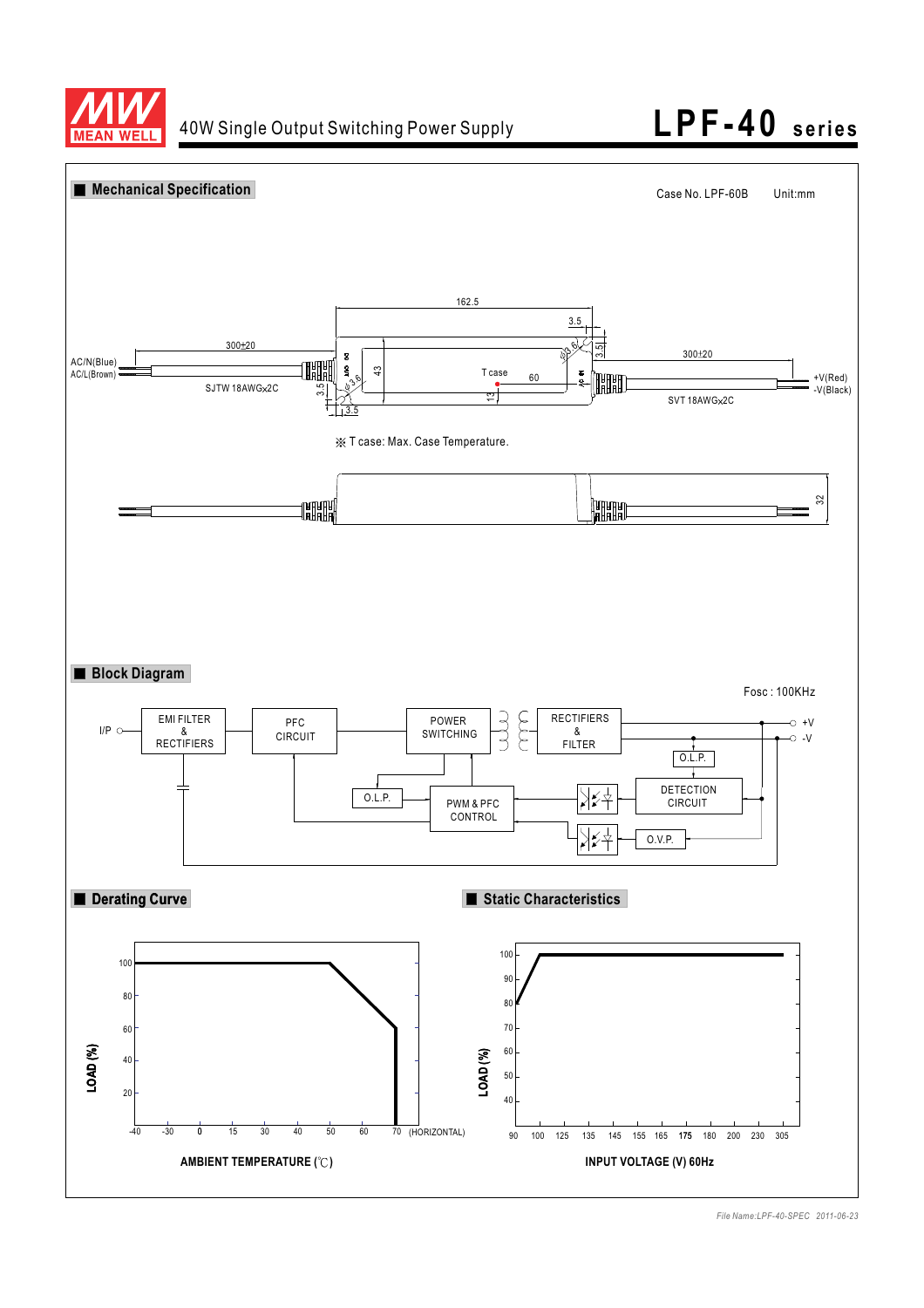## Mechanical Specification

Case No. LPF-60B Unit:mm

162.5

3.5

300±20

300±20

AC/N(Blue)
AC/L(Brown)

SJTW 18AWGx2C

3.5

3.5

43

T case

60

13

φ3.6

+V(Red)
-V(Black)

SVT 18AWGx2C

※ T case: Max. Case Temperature.

32

## Block Diagram

Fosc : 100KHz

I/P

EMI FILTER & RECTIFIERS

PFC CIRCUIT

POWER SWITCHING

RECTIFIERS & FILTER

+V

-V

O.L.P.

O.L.P.

PWM & PFC CONTROL

DETECTION CIRCUIT

O.V.P.

## Derating Curve

LOAD (%)

100
80
60
40
20

-40 -30 0 15 30 40 50 60 70 (HORIZONTAL)

AMBIENT TEMPERATURE (℃)

## Static Characteristics

LOAD (%)

100
90
80
70
60
50
40

90 100 125 135 145 155 165 175 180 200 230 305

INPUT VOLTAGE (V) 60Hz

*File Name:LPF-40-SPEC 2011-06-23*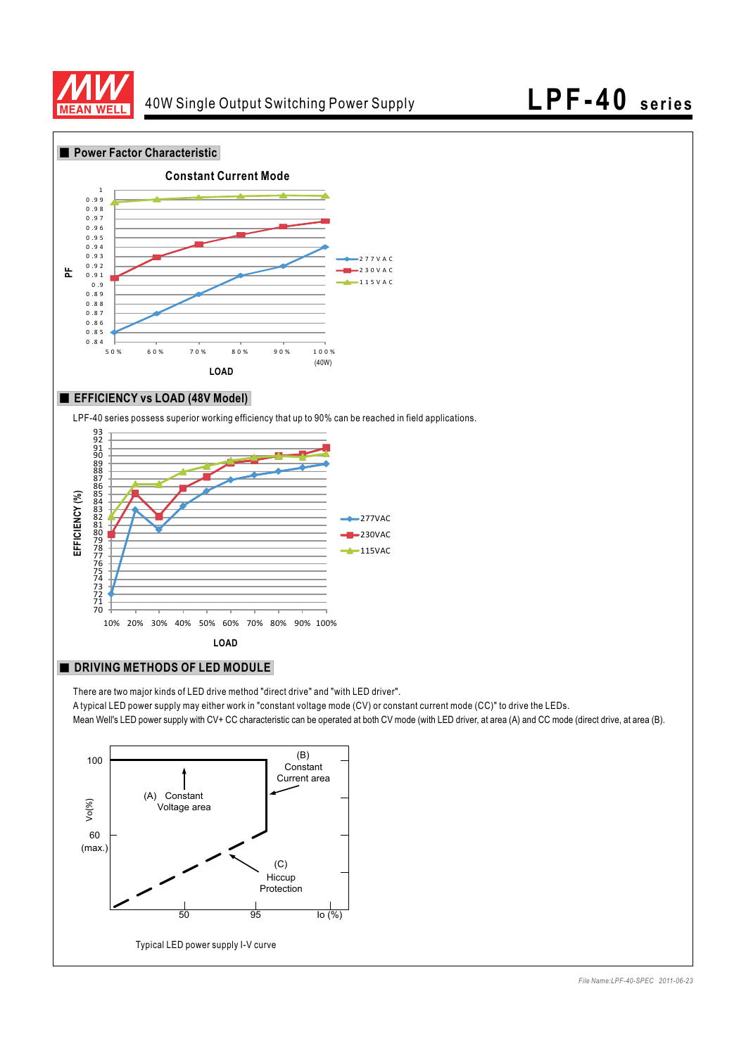## Power Factor Characteristic

Constant Current Mode

PF

1
0.99
0.98
0.97
0.96
0.95
0.94
0.93
0.92
0.91
0.9
0.89
0.88
0.87
0.86
0.85
0.84

50% 60% 70% 80% 90% 100% (40W)

LOAD

277VAC
230VAC
115VAC

## EFFICIENCY vs LOAD (48V Model)

LPF-40 series possess superior working efficiency that up to 90% can be reached in field applications.

EFFICIENCY (%)

93 92 91 90 89 88 87 86 85 84 83 82 81 80 79 78 77 76 75 74 73 72 71 70

10% 20% 30% 40% 50% 60% 70% 80% 90% 100%

LOAD

277VAC
230VAC
115VAC

## DRIVING METHODS OF LED MODULE

There are two major kinds of LED drive method "direct drive" and "with LED driver".
A typical LED power supply may either work in "constant voltage mode (CV) or constant current mode (CC)" to drive the LEDs.
Mean Well's LED power supply with CV+ CC characteristic can be operated at both CV mode (with LED driver, at area (A) and CC mode (direct drive, at area (B).

Vo(%)
100
60 (max.)
(A) Constant Voltage area
(B) Constant Current area
(C) Hiccup Protection
50 95 Io (%)

Typical LED power supply I-V curve